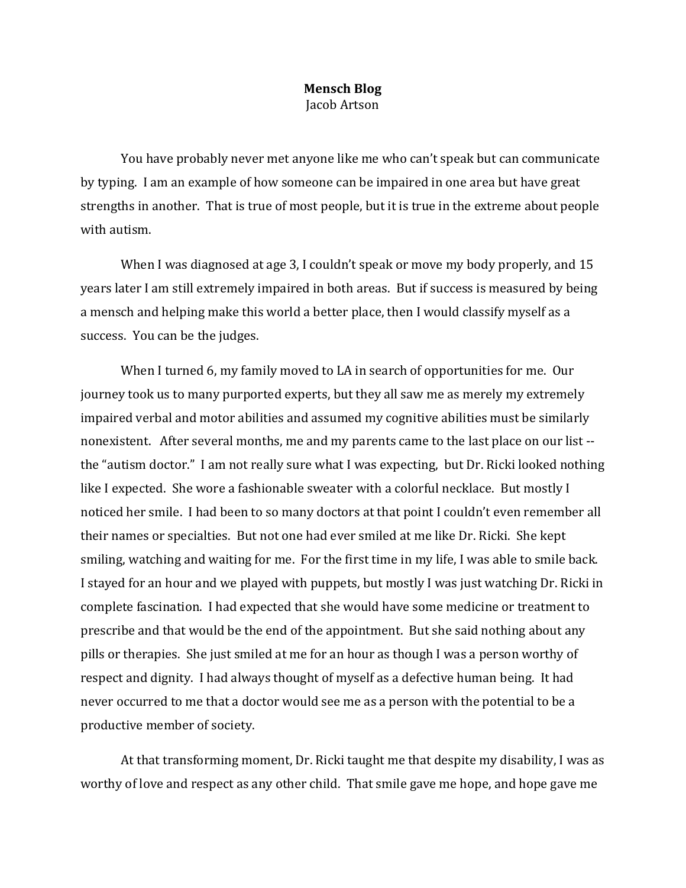**Mensch Blog**

Jacob Artson

You have probably never met anyone like me who can't speak but can communicate by typing. I am an example of how someone can be impaired in one area but have great strengths in another. That is true of most people, but it is true in the extreme about people with autism.

When I was diagnosed at age 3, I couldn't speak or move my body properly, and 15 years later I am still extremely impaired in both areas. But if success is measured by being a mensch and helping make this world a better place, then I would classify myself as a success. You can be the judges.

When I turned 6, my family moved to LA in search of opportunities for me. Our journey took us to many purported experts, but they all saw me as merely my extremely impaired verbal and motor abilities and assumed my cognitive abilities must be similarly nonexistent. After several months, me and my parents came to the last place on our list -- the "autism doctor." I am not really sure what I was expecting, but Dr. Ricki looked nothing like I expected. She wore a fashionable sweater with a colorful necklace. But mostly I noticed her smile. I had been to so many doctors at that point I couldn't even remember all their names or specialties. But not one had ever smiled at me like Dr. Ricki. She kept smiling, watching and waiting for me. For the first time in my life, I was able to smile back. I stayed for an hour and we played with puppets, but mostly I was just watching Dr. Ricki in complete fascination. I had expected that she would have some medicine or treatment to prescribe and that would be the end of the appointment. But she said nothing about any pills or therapies. She just smiled at me for an hour as though I was a person worthy of respect and dignity. I had always thought of myself as a defective human being. It had never occurred to me that a doctor would see me as a person with the potential to be a productive member of society.

At that transforming moment, Dr. Ricki taught me that despite my disability, I was as worthy of love and respect as any other child. That smile gave me hope, and hope gave me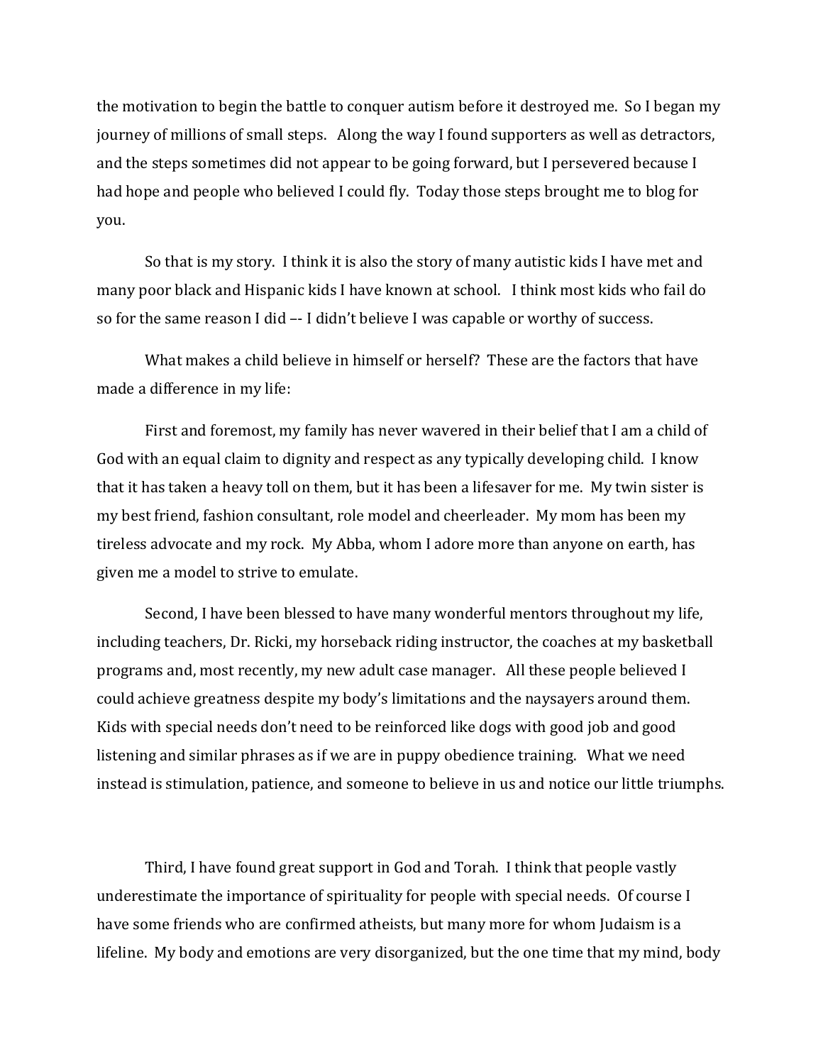the motivation to begin the battle to conquer autism before it destroyed me. So I began my journey of millions of small steps. Along the way I found supporters as well as detractors, and the steps sometimes did not appear to be going forward, but I persevered because I had hope and people who believed I could fly. Today those steps brought me to blog for you.

So that is my story. I think it is also the story of many autistic kids I have met and many poor black and Hispanic kids I have known at school. I think most kids who fail do so for the same reason I did –- I didn't believe I was capable or worthy of success.

What makes a child believe in himself or herself? These are the factors that have made a difference in my life:

First and foremost, my family has never wavered in their belief that I am a child of God with an equal claim to dignity and respect as any typically developing child. I know that it has taken a heavy toll on them, but it has been a lifesaver for me. My twin sister is my best friend, fashion consultant, role model and cheerleader. My mom has been my tireless advocate and my rock. My Abba, whom I adore more than anyone on earth, has given me a model to strive to emulate.

Second, I have been blessed to have many wonderful mentors throughout my life, including teachers, Dr. Ricki, my horseback riding instructor, the coaches at my basketball programs and, most recently, my new adult case manager. All these people believed I could achieve greatness despite my body's limitations and the naysayers around them. Kids with special needs don't need to be reinforced like dogs with good job and good listening and similar phrases as if we are in puppy obedience training. What we need instead is stimulation, patience, and someone to believe in us and notice our little triumphs.

Third, I have found great support in God and Torah. I think that people vastly underestimate the importance of spirituality for people with special needs. Of course I have some friends who are confirmed atheists, but many more for whom Judaism is a lifeline. My body and emotions are very disorganized, but the one time that my mind, body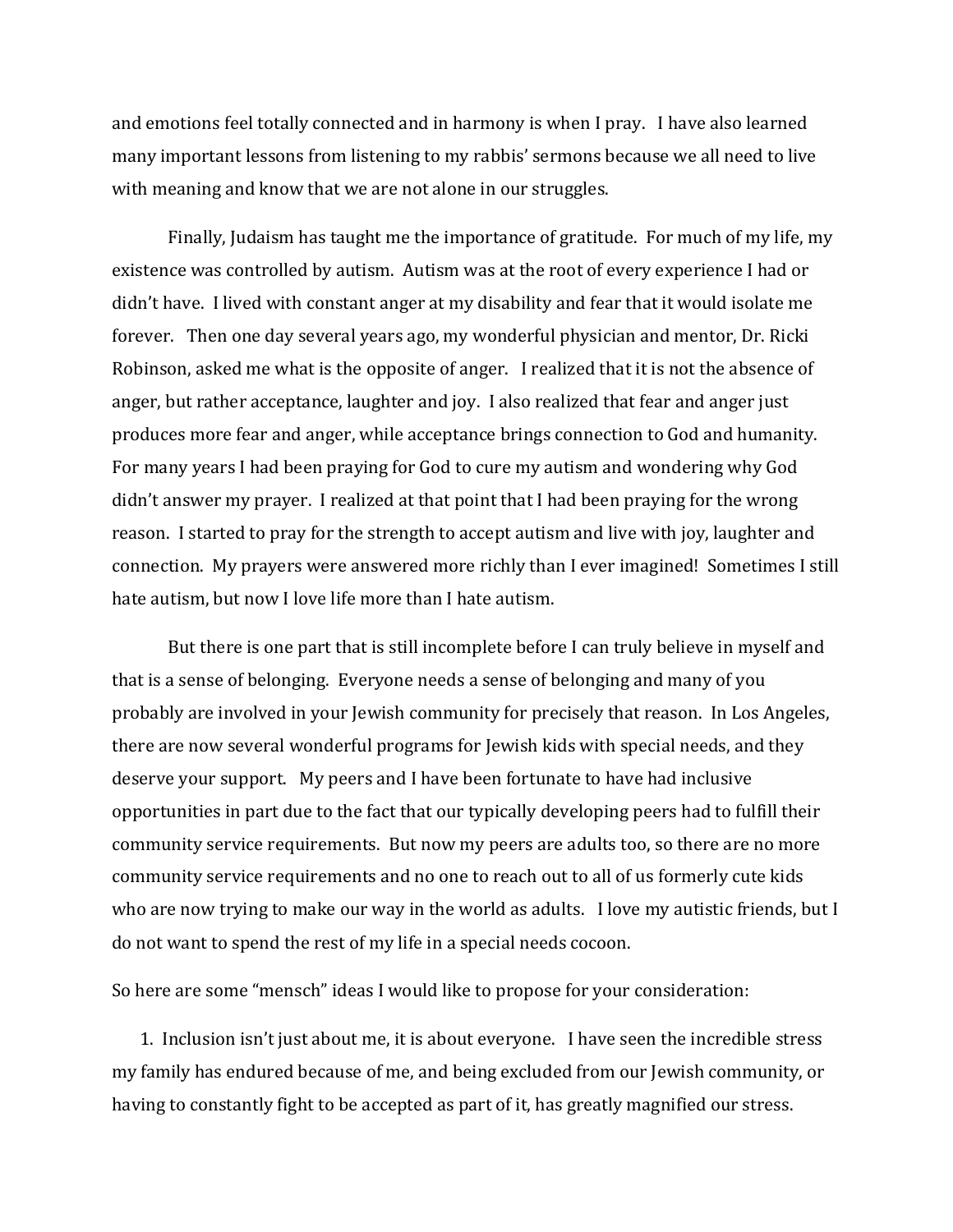and emotions feel totally connected and in harmony is when I pray. I have also learned many important lessons from listening to my rabbis' sermons because we all need to live with meaning and know that we are not alone in our struggles.

Finally, Judaism has taught me the importance of gratitude. For much of my life, my existence was controlled by autism. Autism was at the root of every experience I had or didn't have. I lived with constant anger at my disability and fear that it would isolate me forever. Then one day several years ago, my wonderful physician and mentor, Dr. Ricki Robinson, asked me what is the opposite of anger. I realized that it is not the absence of anger, but rather acceptance, laughter and joy. I also realized that fear and anger just produces more fear and anger, while acceptance brings connection to God and humanity. For many years I had been praying for God to cure my autism and wondering why God didn't answer my prayer. I realized at that point that I had been praying for the wrong reason. I started to pray for the strength to accept autism and live with joy, laughter and connection. My prayers were answered more richly than I ever imagined! Sometimes I still hate autism, but now I love life more than I hate autism.

But there is one part that is still incomplete before I can truly believe in myself and that is a sense of belonging. Everyone needs a sense of belonging and many of you probably are involved in your Jewish community for precisely that reason. In Los Angeles, there are now several wonderful programs for Jewish kids with special needs, and they deserve your support. My peers and I have been fortunate to have had inclusive opportunities in part due to the fact that our typically developing peers had to fulfill their community service requirements. But now my peers are adults too, so there are no more community service requirements and no one to reach out to all of us formerly cute kids who are now trying to make our way in the world as adults. I love my autistic friends, but I do not want to spend the rest of my life in a special needs cocoon.

So here are some "mensch" ideas I would like to propose for your consideration:

1. Inclusion isn't just about me, it is about everyone. I have seen the incredible stress my family has endured because of me, and being excluded from our Jewish community, or having to constantly fight to be accepted as part of it, has greatly magnified our stress.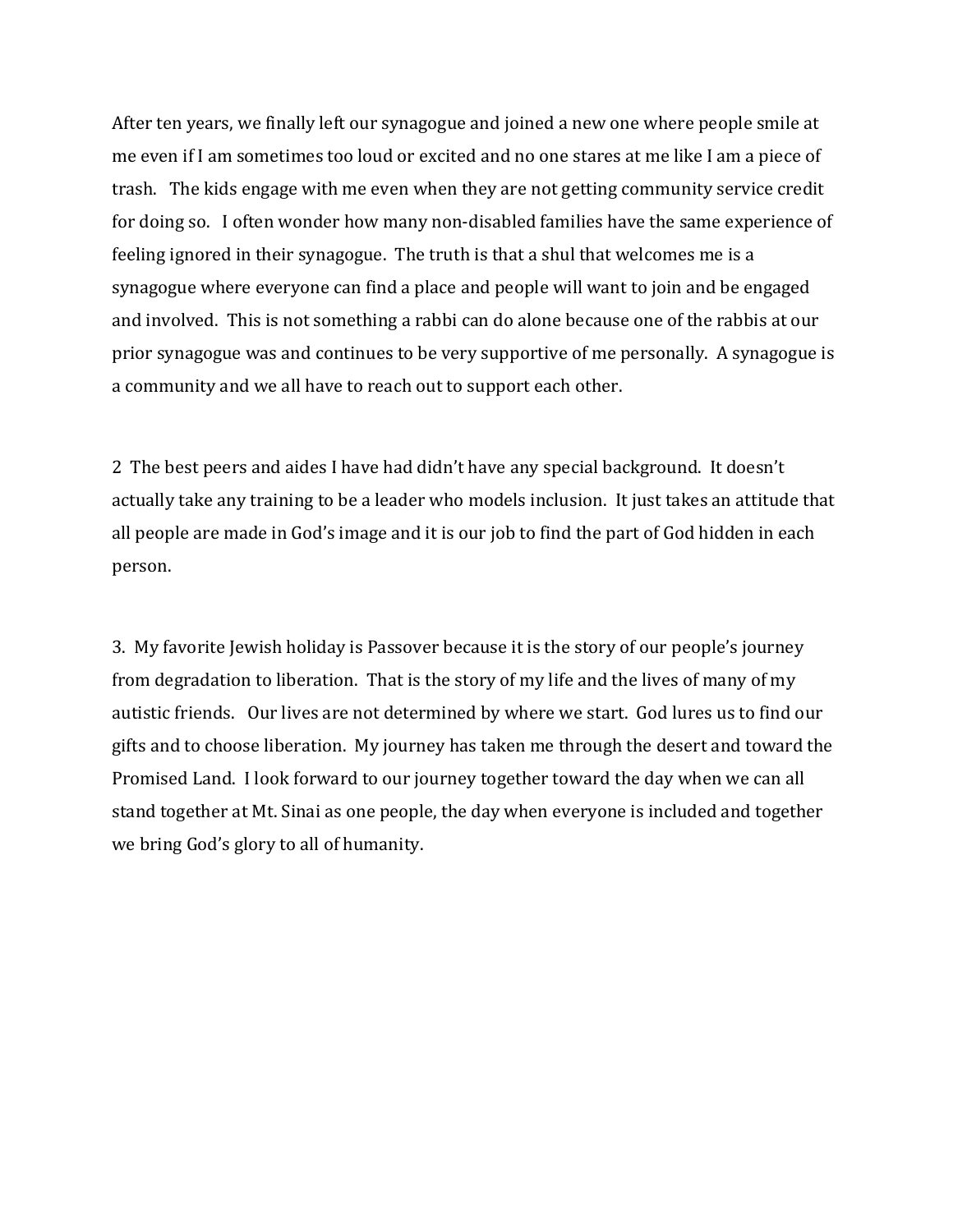After ten years, we finally left our synagogue and joined a new one where people smile at me even if I am sometimes too loud or excited and no one stares at me like I am a piece of trash. The kids engage with me even when they are not getting community service credit for doing so. I often wonder how many non-disabled families have the same experience of feeling ignored in their synagogue. The truth is that a shul that welcomes me is a synagogue where everyone can find a place and people will want to join and be engaged and involved. This is not something a rabbi can do alone because one of the rabbis at our prior synagogue was and continues to be very supportive of me personally. A synagogue is a community and we all have to reach out to support each other.

2 The best peers and aides I have had didn't have any special background. It doesn't actually take any training to be a leader who models inclusion. It just takes an attitude that all people are made in God's image and it is our job to find the part of God hidden in each person.

3. My favorite Jewish holiday is Passover because it is the story of our people's journey from degradation to liberation. That is the story of my life and the lives of many of my autistic friends. Our lives are not determined by where we start. God lures us to find our gifts and to choose liberation. My journey has taken me through the desert and toward the Promised Land. I look forward to our journey together toward the day when we can all stand together at Mt. Sinai as one people, the day when everyone is included and together we bring God's glory to all of humanity.